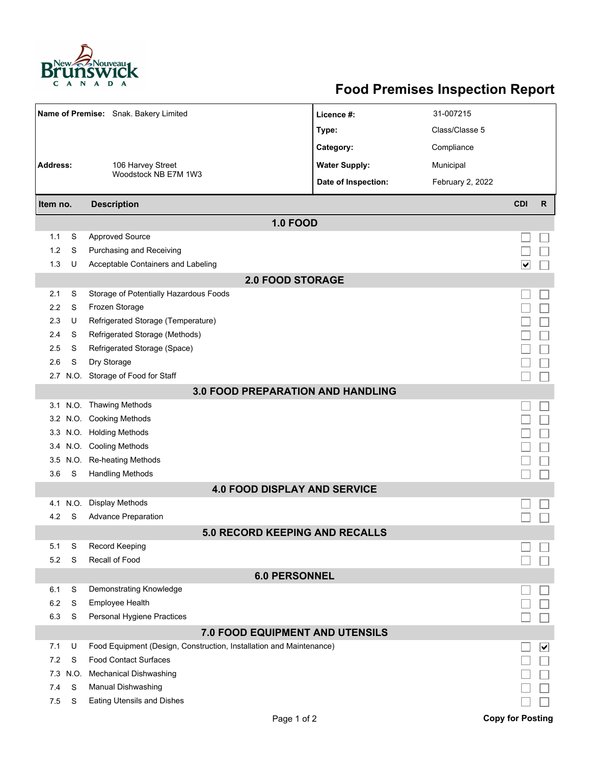# Food Premises Inspection Report

| | | | |
|---|---|---|---|
| **Name of Premise:** | Snak. Bakery Limited | **Licence #:** | 31-007215 |
| | | **Type:** | Class/Classe 5 |
| | | **Category:** | Compliance |
| **Address:** | 106 Harvey Street<br>Woodstock NB E7M 1W3 | **Water Supply:** | Municipal |
| | | **Date of Inspection:** | February 2, 2022 |

| Item no. | | Description | CDI | R |
|---|---|---|---|---|
| **1.0 FOOD** | | | | |
| 1.1 | S | Approved Source | ☐ | ☐ |
| 1.2 | S | Purchasing and Receiving | ☐ | ☐ |
| 1.3 | U | Acceptable Containers and Labeling | ☑ | ☐ |
| **2.0 FOOD STORAGE** | | | | |
| 2.1 | S | Storage of Potentially Hazardous Foods | ☐ | ☐ |
| 2.2 | S | Frozen Storage | ☐ | ☐ |
| 2.3 | U | Refrigerated Storage (Temperature) | ☐ | ☐ |
| 2.4 | S | Refrigerated Storage (Methods) | ☐ | ☐ |
| 2.5 | S | Refrigerated Storage (Space) | ☐ | ☐ |
| 2.6 | S | Dry Storage | ☐ | ☐ |
| 2.7 | N.O. | Storage of Food for Staff | ☐ | ☐ |
| **3.0 FOOD PREPARATION AND HANDLING** | | | | |
| 3.1 | N.O. | Thawing Methods | ☐ | ☐ |
| 3.2 | N.O. | Cooking Methods | ☐ | ☐ |
| 3.3 | N.O. | Holding Methods | ☐ | ☐ |
| 3.4 | N.O. | Cooling Methods | ☐ | ☐ |
| 3.5 | N.O. | Re-heating Methods | ☐ | ☐ |
| 3.6 | S | Handling Methods | ☐ | ☐ |
| **4.0 FOOD DISPLAY AND SERVICE** | | | | |
| 4.1 | N.O. | Display Methods | ☐ | ☐ |
| 4.2 | S | Advance Preparation | ☐ | ☐ |
| **5.0 RECORD KEEPING AND RECALLS** | | | | |
| 5.1 | S | Record Keeping | ☐ | ☐ |
| 5.2 | S | Recall of Food | ☐ | ☐ |
| **6.0 PERSONNEL** | | | | |
| 6.1 | S | Demonstrating Knowledge | ☐ | ☐ |
| 6.2 | S | Employee Health | ☐ | ☐ |
| 6.3 | S | Personal Hygiene Practices | ☐ | ☐ |
| **7.0 FOOD EQUIPMENT AND UTENSILS** | | | | |
| 7.1 | U | Food Equipment (Design, Construction, Installation and Maintenance) | ☐ | ☑ |
| 7.2 | S | Food Contact Surfaces | ☐ | ☐ |
| 7.3 | N.O. | Mechanical Dishwashing | ☐ | ☐ |
| 7.4 | S | Manual Dishwashing | ☐ | ☐ |
| 7.5 | S | Eating Utensils and Dishes | ☐ | ☐ |

**Copy for Posting**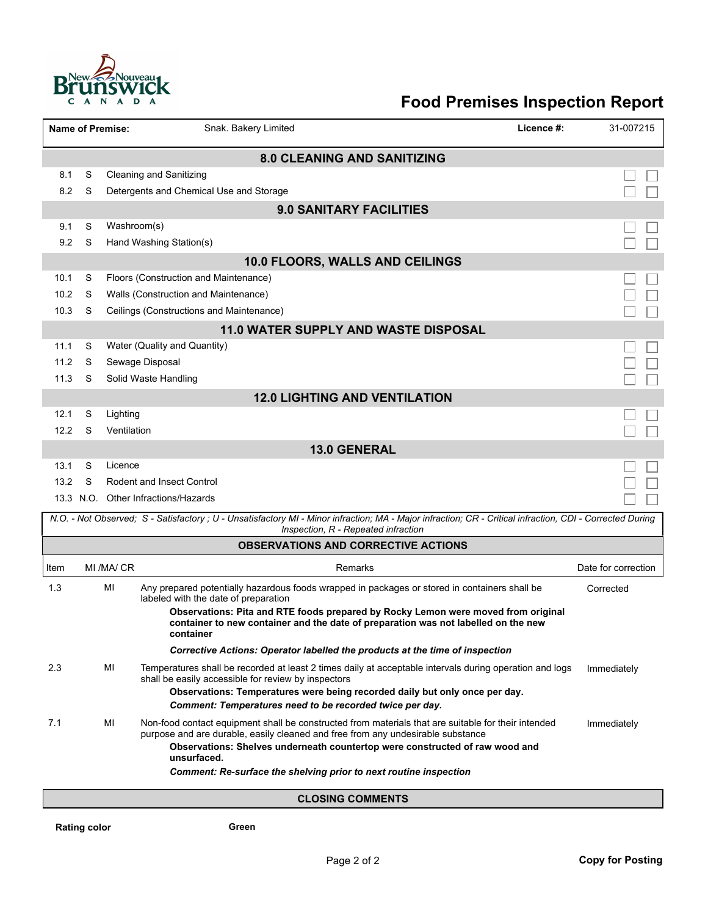# Food Premises Inspection Report

| Name of Premise: | Snak. Bakery Limited | Licence #: | 31-007215 |
|---|---|---|---|

## 8.0 CLEANING AND SANITIZING

| | | | | |
|---|---|---|---|---|
| 8.1 | S | Cleaning and Sanitizing | ☐ | ☐ |
| 8.2 | S | Detergents and Chemical Use and Storage | ☐ | ☐ |

## 9.0 SANITARY FACILITIES

| | | | | |
|---|---|---|---|---|
| 9.1 | S | Washroom(s) | ☐ | ☐ |
| 9.2 | S | Hand Washing Station(s) | ☐ | ☐ |

## 10.0 FLOORS, WALLS AND CEILINGS

| | | | | |
|---|---|---|---|---|
| 10.1 | S | Floors (Construction and Maintenance) | ☐ | ☐ |
| 10.2 | S | Walls (Construction and Maintenance) | ☐ | ☐ |
| 10.3 | S | Ceilings (Constructions and Maintenance) | ☐ | ☐ |

## 11.0 WATER SUPPLY AND WASTE DISPOSAL

| | | | | |
|---|---|---|---|---|
| 11.1 | S | Water (Quality and Quantity) | ☐ | ☐ |
| 11.2 | S | Sewage Disposal | ☐ | ☐ |
| 11.3 | S | Solid Waste Handling | ☐ | ☐ |

## 12.0 LIGHTING AND VENTILATION

| | | | | |
|---|---|---|---|---|
| 12.1 | S | Lighting | ☐ | ☐ |
| 12.2 | S | Ventilation | ☐ | ☐ |

## 13.0 GENERAL

| | | | | |
|---|---|---|---|---|
| 13.1 | S | Licence | ☐ | ☐ |
| 13.2 | S | Rodent and Insect Control | ☐ | ☐ |
| 13.3 | N.O. | Other Infractions/Hazards | ☐ | ☐ |

*N.O. - Not Observed; S - Satisfactory ; U - Unsatisfactory MI - Minor infraction; MA - Major infraction; CR - Critical infraction, CDI - Corrected During Inspection, R - Repeated infraction*

## OBSERVATIONS AND CORRECTIVE ACTIONS

| Item | MI /MA/ CR | Remarks | Date for correction |
|---|---|---|---|
| 1.3 | MI | Any prepared potentially hazardous foods wrapped in packages or stored in containers shall be labeled with the date of preparation<br>**Observations: Pita and RTE foods prepared by Rocky Lemon were moved from original container to new container and the date of preparation was not labelled on the new container**<br>***Corrective Actions: Operator labelled the products at the time of inspection*** | Corrected |
| 2.3 | MI | Temperatures shall be recorded at least 2 times daily at acceptable intervals during operation and logs shall be easily accessible for review by inspectors<br>**Observations: Temperatures were being recorded daily but only once per day.**<br>***Comment: Temperatures need to be recorded twice per day.*** | Immediately |
| 7.1 | MI | Non-food contact equipment shall be constructed from materials that are suitable for their intended purpose and are durable, easily cleaned and free from any undesirable substance<br>**Observations: Shelves underneath countertop were constructed of raw wood and unsurfaced.**<br>***Comment: Re-surface the shelving prior to next routine inspection*** | Immediately |

## CLOSING COMMENTS

**Rating color** **Green**

**Copy for Posting**